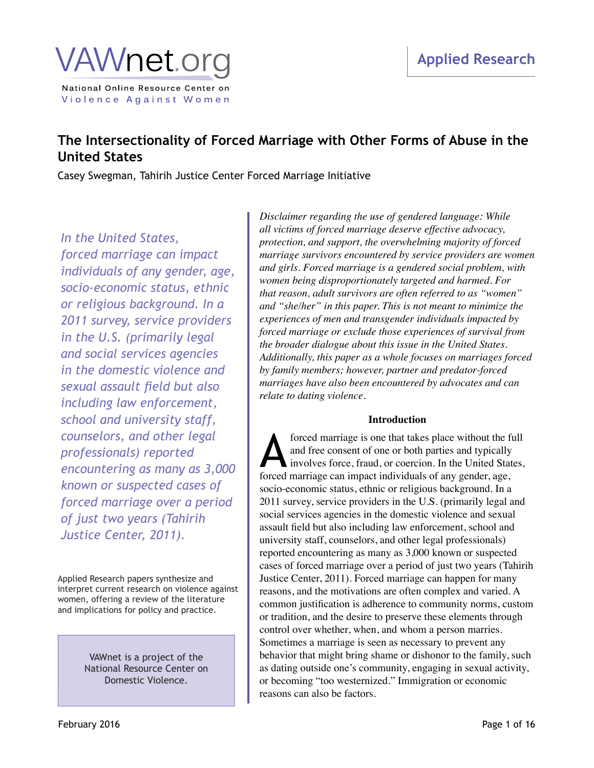VAWnet.org

National Online Resource Center on Violence Against Women

Applied Research

# The Intersectionality of Forced Marriage with Other Forms of Abuse in the United States

Casey Swegman, Tahirih Justice Center Forced Marriage Initiative

*In the United States, forced marriage can impact individuals of any gender, age, socio-economic status, ethnic or religious background. In a 2011 survey, service providers in the U.S. (primarily legal and social services agencies in the domestic violence and sexual assault field but also including law enforcement, school and university staff, counselors, and other legal professionals) reported encountering as many as 3,000 known or suspected cases of forced marriage over a period of just two years (Tahirih Justice Center, 2011).*

Applied Research papers synthesize and interpret current research on violence against women, offering a review of the literature and implications for policy and practice.

VAWnet is a project of the National Resource Center on Domestic Violence.

*Disclaimer regarding the use of gendered language: While all victims of forced marriage deserve effective advocacy, protection, and support, the overwhelming majority of forced marriage survivors encountered by service providers are women and girls. Forced marriage is a gendered social problem, with women being disproportionately targeted and harmed. For that reason, adult survivors are often referred to as "women" and "she/her" in this paper. This is not meant to minimize the experiences of men and transgender individuals impacted by forced marriage or exclude those experiences of survival from the broader dialogue about this issue in the United States. Additionally, this paper as a whole focuses on marriages forced by family members; however, partner and predator-forced marriages have also been encountered by advocates and can relate to dating violence.*

## Introduction

A forced marriage is one that takes place without the full and free consent of one or both parties and typically involves force, fraud, or coercion. In the United States, forced marriage can impact individuals of any gender, age, socio-economic status, ethnic or religious background. In a 2011 survey, service providers in the U.S. (primarily legal and social services agencies in the domestic violence and sexual assault field but also including law enforcement, school and university staff, counselors, and other legal professionals) reported encountering as many as 3,000 known or suspected cases of forced marriage over a period of just two years (Tahirih Justice Center, 2011). Forced marriage can happen for many reasons, and the motivations are often complex and varied. A common justification is adherence to community norms, custom or tradition, and the desire to preserve these elements through control over whether, when, and whom a person marries. Sometimes a marriage is seen as necessary to prevent any behavior that might bring shame or dishonor to the family, such as dating outside one's community, engaging in sexual activity, or becoming "too westernized." Immigration or economic reasons can also be factors.

February 2016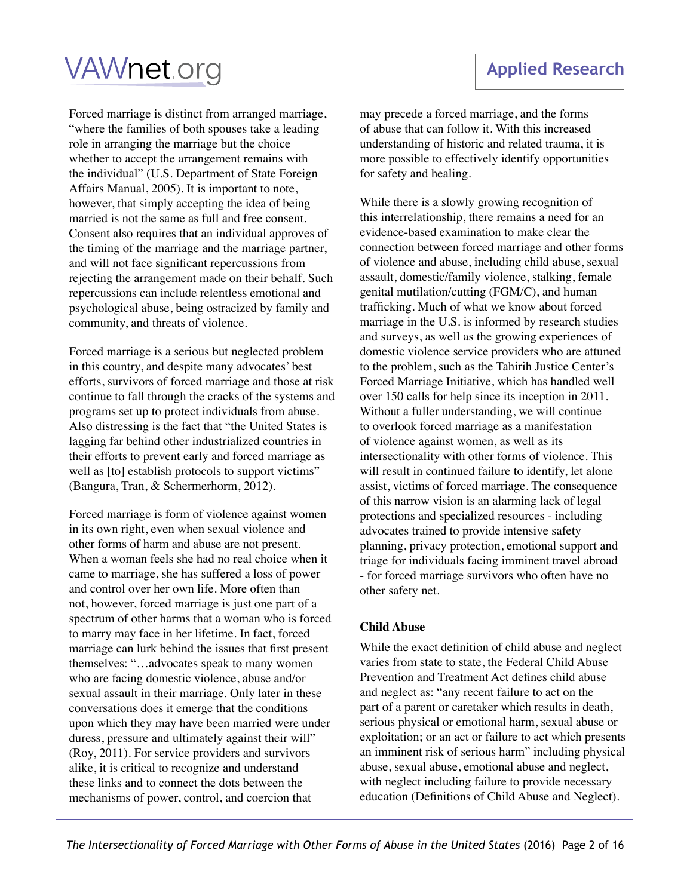Forced marriage is distinct from arranged marriage, "where the families of both spouses take a leading role in arranging the marriage but the choice whether to accept the arrangement remains with the individual" (U.S. Department of State Foreign Affairs Manual, 2005). It is important to note, however, that simply accepting the idea of being married is not the same as full and free consent. Consent also requires that an individual approves of the timing of the marriage and the marriage partner, and will not face significant repercussions from rejecting the arrangement made on their behalf. Such repercussions can include relentless emotional and psychological abuse, being ostracized by family and community, and threats of violence.

Forced marriage is a serious but neglected problem in this country, and despite many advocates' best efforts, survivors of forced marriage and those at risk continue to fall through the cracks of the systems and programs set up to protect individuals from abuse. Also distressing is the fact that "the United States is lagging far behind other industrialized countries in their efforts to prevent early and forced marriage as well as [to] establish protocols to support victims" (Bangura, Tran, & Schermerhorm, 2012).

Forced marriage is form of violence against women in its own right, even when sexual violence and other forms of harm and abuse are not present. When a woman feels she had no real choice when it came to marriage, she has suffered a loss of power and control over her own life. More often than not, however, forced marriage is just one part of a spectrum of other harms that a woman who is forced to marry may face in her lifetime. In fact, forced marriage can lurk behind the issues that first present themselves: "…advocates speak to many women who are facing domestic violence, abuse and/or sexual assault in their marriage. Only later in these conversations does it emerge that the conditions upon which they may have been married were under duress, pressure and ultimately against their will" (Roy, 2011). For service providers and survivors alike, it is critical to recognize and understand these links and to connect the dots between the mechanisms of power, control, and coercion that may precede a forced marriage, and the forms of abuse that can follow it. With this increased understanding of historic and related trauma, it is more possible to effectively identify opportunities for safety and healing.

While there is a slowly growing recognition of this interrelationship, there remains a need for an evidence-based examination to make clear the connection between forced marriage and other forms of violence and abuse, including child abuse, sexual assault, domestic/family violence, stalking, female genital mutilation/cutting (FGM/C), and human trafficking. Much of what we know about forced marriage in the U.S. is informed by research studies and surveys, as well as the growing experiences of domestic violence service providers who are attuned to the problem, such as the Tahirih Justice Center's Forced Marriage Initiative, which has handled well over 150 calls for help since its inception in 2011. Without a fuller understanding, we will continue to overlook forced marriage as a manifestation of violence against women, as well as its intersectionality with other forms of violence. This will result in continued failure to identify, let alone assist, victims of forced marriage. The consequence of this narrow vision is an alarming lack of legal protections and specialized resources - including advocates trained to provide intensive safety planning, privacy protection, emotional support and triage for individuals facing imminent travel abroad - for forced marriage survivors who often have no other safety net.

## Child Abuse

While the exact definition of child abuse and neglect varies from state to state, the Federal Child Abuse Prevention and Treatment Act defines child abuse and neglect as: "any recent failure to act on the part of a parent or caretaker which results in death, serious physical or emotional harm, sexual abuse or exploitation; or an act or failure to act which presents an imminent risk of serious harm" including physical abuse, sexual abuse, emotional abuse and neglect, with neglect including failure to provide necessary education (Definitions of Child Abuse and Neglect).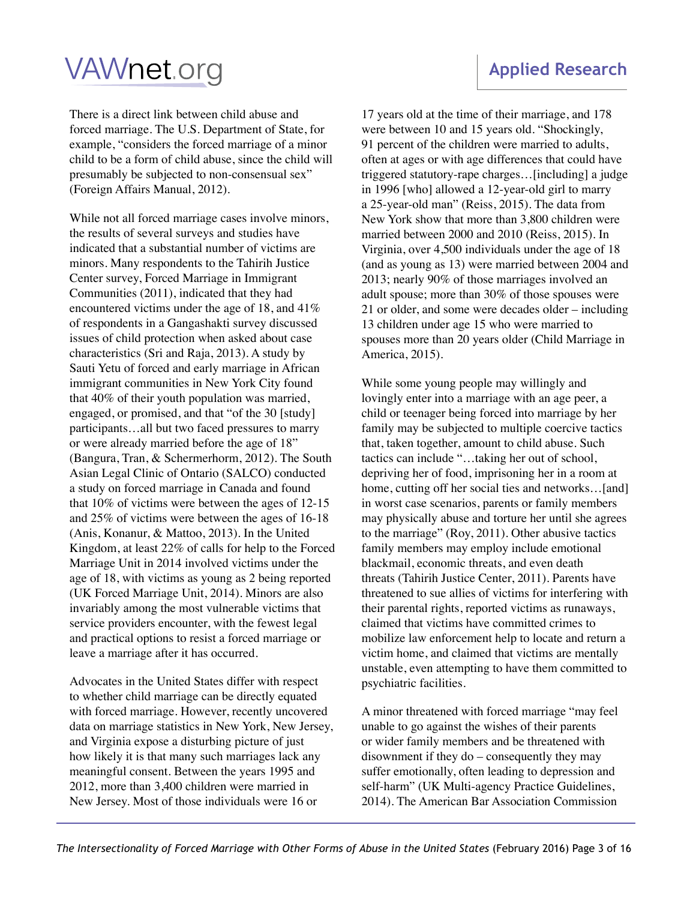There is a direct link between child abuse and forced marriage. The U.S. Department of State, for example, "considers the forced marriage of a minor child to be a form of child abuse, since the child will presumably be subjected to non-consensual sex" (Foreign Affairs Manual, 2012).

While not all forced marriage cases involve minors, the results of several surveys and studies have indicated that a substantial number of victims are minors. Many respondents to the Tahirih Justice Center survey, Forced Marriage in Immigrant Communities (2011), indicated that they had encountered victims under the age of 18, and 41% of respondents in a Gangashakti survey discussed issues of child protection when asked about case characteristics (Sri and Raja, 2013). A study by Sauti Yetu of forced and early marriage in African immigrant communities in New York City found that 40% of their youth population was married, engaged, or promised, and that "of the 30 [study] participants…all but two faced pressures to marry or were already married before the age of 18" (Bangura, Tran, & Schermerhorm, 2012). The South Asian Legal Clinic of Ontario (SALCO) conducted a study on forced marriage in Canada and found that 10% of victims were between the ages of 12-15 and 25% of victims were between the ages of 16-18 (Anis, Konanur, & Mattoo, 2013). In the United Kingdom, at least 22% of calls for help to the Forced Marriage Unit in 2014 involved victims under the age of 18, with victims as young as 2 being reported (UK Forced Marriage Unit, 2014). Minors are also invariably among the most vulnerable victims that service providers encounter, with the fewest legal and practical options to resist a forced marriage or leave a marriage after it has occurred.

Advocates in the United States differ with respect to whether child marriage can be directly equated with forced marriage. However, recently uncovered data on marriage statistics in New York, New Jersey, and Virginia expose a disturbing picture of just how likely it is that many such marriages lack any meaningful consent. Between the years 1995 and 2012, more than 3,400 children were married in New Jersey. Most of those individuals were 16 or 17 years old at the time of their marriage, and 178 were between 10 and 15 years old. "Shockingly, 91 percent of the children were married to adults, often at ages or with age differences that could have triggered statutory-rape charges…[including] a judge in 1996 [who] allowed a 12-year-old girl to marry a 25-year-old man" (Reiss, 2015). The data from New York show that more than 3,800 children were married between 2000 and 2010 (Reiss, 2015). In Virginia, over 4,500 individuals under the age of 18 (and as young as 13) were married between 2004 and 2013; nearly 90% of those marriages involved an adult spouse; more than 30% of those spouses were 21 or older, and some were decades older – including 13 children under age 15 who were married to spouses more than 20 years older (Child Marriage in America, 2015).

While some young people may willingly and lovingly enter into a marriage with an age peer, a child or teenager being forced into marriage by her family may be subjected to multiple coercive tactics that, taken together, amount to child abuse. Such tactics can include "…taking her out of school, depriving her of food, imprisoning her in a room at home, cutting off her social ties and networks…[and] in worst case scenarios, parents or family members may physically abuse and torture her until she agrees to the marriage" (Roy, 2011). Other abusive tactics family members may employ include emotional blackmail, economic threats, and even death threats (Tahirih Justice Center, 2011). Parents have threatened to sue allies of victims for interfering with their parental rights, reported victims as runaways, claimed that victims have committed crimes to mobilize law enforcement help to locate and return a victim home, and claimed that victims are mentally unstable, even attempting to have them committed to psychiatric facilities.

A minor threatened with forced marriage "may feel unable to go against the wishes of their parents or wider family members and be threatened with disownment if they do – consequently they may suffer emotionally, often leading to depression and self-harm" (UK Multi-agency Practice Guidelines, 2014). The American Bar Association Commission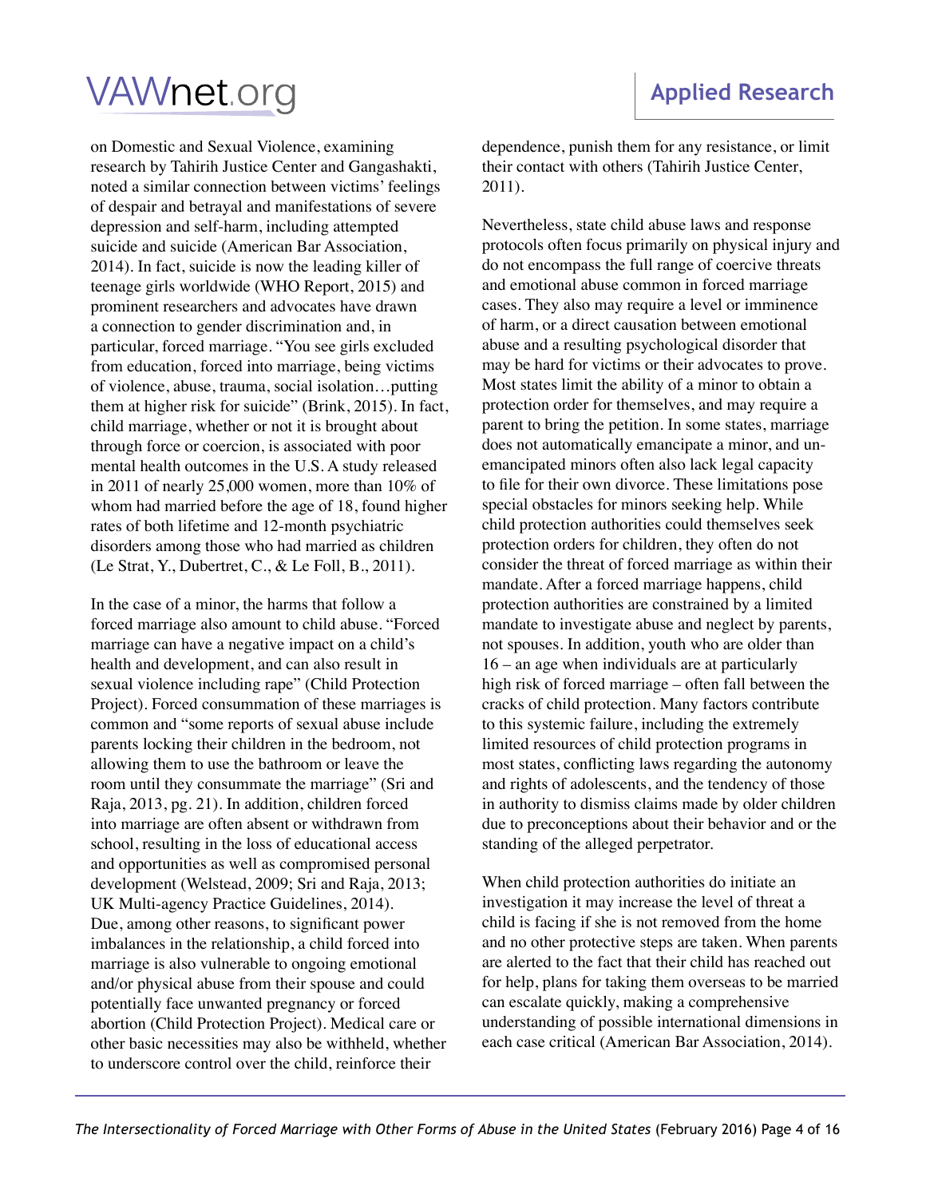on Domestic and Sexual Violence, examining research by Tahirih Justice Center and Gangashakti, noted a similar connection between victims' feelings of despair and betrayal and manifestations of severe depression and self-harm, including attempted suicide and suicide (American Bar Association, 2014). In fact, suicide is now the leading killer of teenage girls worldwide (WHO Report, 2015) and prominent researchers and advocates have drawn a connection to gender discrimination and, in particular, forced marriage. "You see girls excluded from education, forced into marriage, being victims of violence, abuse, trauma, social isolation…putting them at higher risk for suicide" (Brink, 2015). In fact, child marriage, whether or not it is brought about through force or coercion, is associated with poor mental health outcomes in the U.S. A study released in 2011 of nearly 25,000 women, more than 10% of whom had married before the age of 18, found higher rates of both lifetime and 12-month psychiatric disorders among those who had married as children (Le Strat, Y., Dubertret, C., & Le Foll, B., 2011).

In the case of a minor, the harms that follow a forced marriage also amount to child abuse. "Forced marriage can have a negative impact on a child's health and development, and can also result in sexual violence including rape" (Child Protection Project). Forced consummation of these marriages is common and "some reports of sexual abuse include parents locking their children in the bedroom, not allowing them to use the bathroom or leave the room until they consummate the marriage" (Sri and Raja, 2013, pg. 21). In addition, children forced into marriage are often absent or withdrawn from school, resulting in the loss of educational access and opportunities as well as compromised personal development (Welstead, 2009; Sri and Raja, 2013; UK Multi-agency Practice Guidelines, 2014). Due, among other reasons, to significant power imbalances in the relationship, a child forced into marriage is also vulnerable to ongoing emotional and/or physical abuse from their spouse and could potentially face unwanted pregnancy or forced abortion (Child Protection Project). Medical care or other basic necessities may also be withheld, whether to underscore control over the child, reinforce their dependence, punish them for any resistance, or limit their contact with others (Tahirih Justice Center, 2011).

Nevertheless, state child abuse laws and response protocols often focus primarily on physical injury and do not encompass the full range of coercive threats and emotional abuse common in forced marriage cases. They also may require a level or imminence of harm, or a direct causation between emotional abuse and a resulting psychological disorder that may be hard for victims or their advocates to prove. Most states limit the ability of a minor to obtain a protection order for themselves, and may require a parent to bring the petition. In some states, marriage does not automatically emancipate a minor, and un-emancipated minors often also lack legal capacity to file for their own divorce. These limitations pose special obstacles for minors seeking help. While child protection authorities could themselves seek protection orders for children, they often do not consider the threat of forced marriage as within their mandate. After a forced marriage happens, child protection authorities are constrained by a limited mandate to investigate abuse and neglect by parents, not spouses. In addition, youth who are older than 16 – an age when individuals are at particularly high risk of forced marriage – often fall between the cracks of child protection. Many factors contribute to this systemic failure, including the extremely limited resources of child protection programs in most states, conflicting laws regarding the autonomy and rights of adolescents, and the tendency of those in authority to dismiss claims made by older children due to preconceptions about their behavior and or the standing of the alleged perpetrator.

When child protection authorities do initiate an investigation it may increase the level of threat a child is facing if she is not removed from the home and no other protective steps are taken. When parents are alerted to the fact that their child has reached out for help, plans for taking them overseas to be married can escalate quickly, making a comprehensive understanding of possible international dimensions in each case critical (American Bar Association, 2014).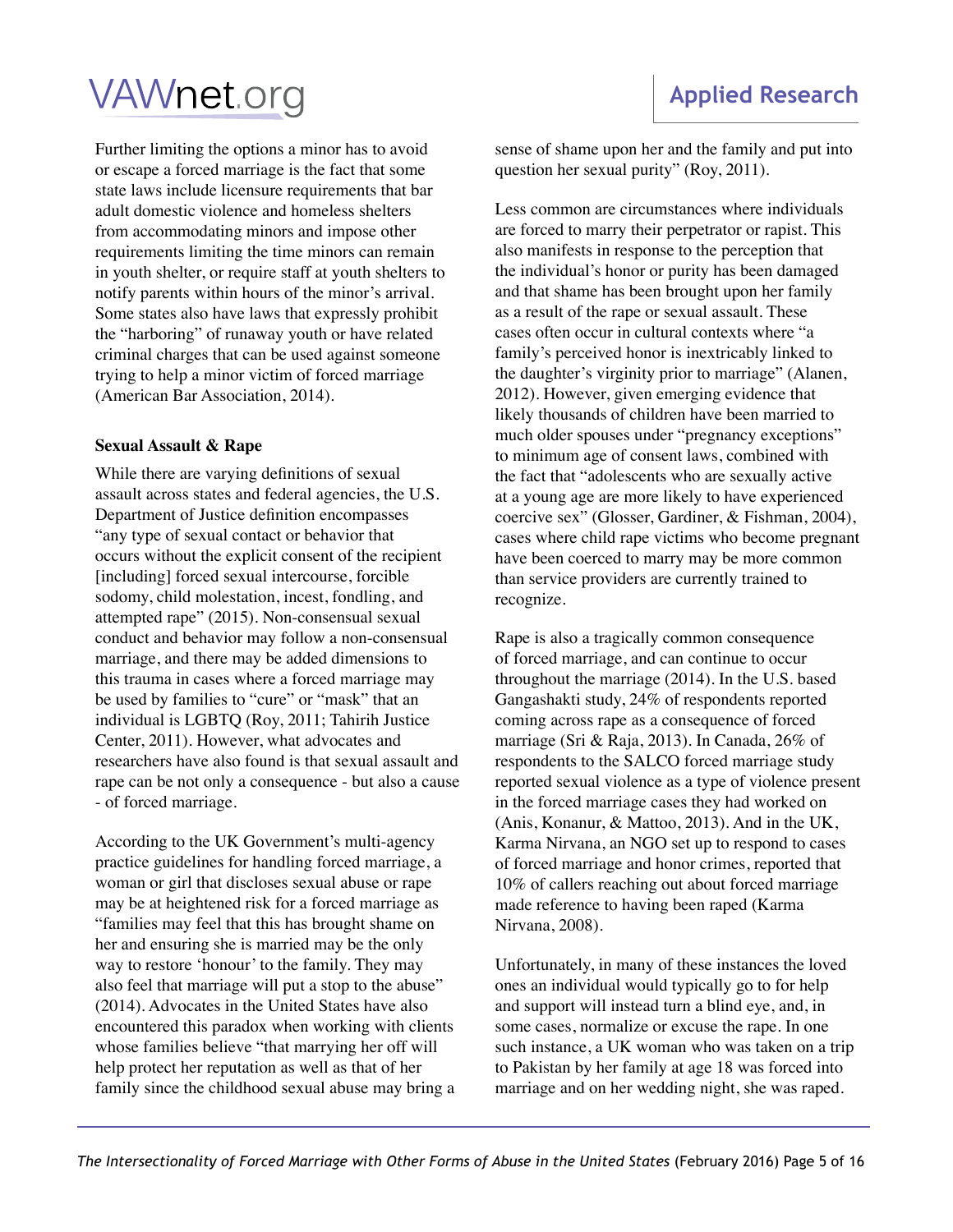Further limiting the options a minor has to avoid or escape a forced marriage is the fact that some state laws include licensure requirements that bar adult domestic violence and homeless shelters from accommodating minors and impose other requirements limiting the time minors can remain in youth shelter, or require staff at youth shelters to notify parents within hours of the minor's arrival. Some states also have laws that expressly prohibit the "harboring" of runaway youth or have related criminal charges that can be used against someone trying to help a minor victim of forced marriage (American Bar Association, 2014).

**Sexual Assault & Rape**

While there are varying definitions of sexual assault across states and federal agencies, the U.S. Department of Justice definition encompasses "any type of sexual contact or behavior that occurs without the explicit consent of the recipient [including] forced sexual intercourse, forcible sodomy, child molestation, incest, fondling, and attempted rape" (2015). Non-consensual sexual conduct and behavior may follow a non-consensual marriage, and there may be added dimensions to this trauma in cases where a forced marriage may be used by families to "cure" or "mask" that an individual is LGBTQ (Roy, 2011; Tahirih Justice Center, 2011). However, what advocates and researchers have also found is that sexual assault and rape can be not only a consequence - but also a cause - of forced marriage.

According to the UK Government's multi-agency practice guidelines for handling forced marriage, a woman or girl that discloses sexual abuse or rape may be at heightened risk for a forced marriage as "families may feel that this has brought shame on her and ensuring she is married may be the only way to restore 'honour' to the family. They may also feel that marriage will put a stop to the abuse" (2014). Advocates in the United States have also encountered this paradox when working with clients whose families believe "that marrying her off will help protect her reputation as well as that of her family since the childhood sexual abuse may bring a sense of shame upon her and the family and put into question her sexual purity" (Roy, 2011).

Less common are circumstances where individuals are forced to marry their perpetrator or rapist. This also manifests in response to the perception that the individual's honor or purity has been damaged and that shame has been brought upon her family as a result of the rape or sexual assault. These cases often occur in cultural contexts where "a family's perceived honor is inextricably linked to the daughter's virginity prior to marriage" (Alanen, 2012). However, given emerging evidence that likely thousands of children have been married to much older spouses under "pregnancy exceptions" to minimum age of consent laws, combined with the fact that "adolescents who are sexually active at a young age are more likely to have experienced coercive sex" (Glosser, Gardiner, & Fishman, 2004), cases where child rape victims who become pregnant have been coerced to marry may be more common than service providers are currently trained to recognize.

Rape is also a tragically common consequence of forced marriage, and can continue to occur throughout the marriage (2014). In the U.S. based Gangashakti study, 24% of respondents reported coming across rape as a consequence of forced marriage (Sri & Raja, 2013). In Canada, 26% of respondents to the SALCO forced marriage study reported sexual violence as a type of violence present in the forced marriage cases they had worked on (Anis, Konanur, & Mattoo, 2013). And in the UK, Karma Nirvana, an NGO set up to respond to cases of forced marriage and honor crimes, reported that 10% of callers reaching out about forced marriage made reference to having been raped (Karma Nirvana, 2008).

Unfortunately, in many of these instances the loved ones an individual would typically go to for help and support will instead turn a blind eye, and, in some cases, normalize or excuse the rape. In one such instance, a UK woman who was taken on a trip to Pakistan by her family at age 18 was forced into marriage and on her wedding night, she was raped.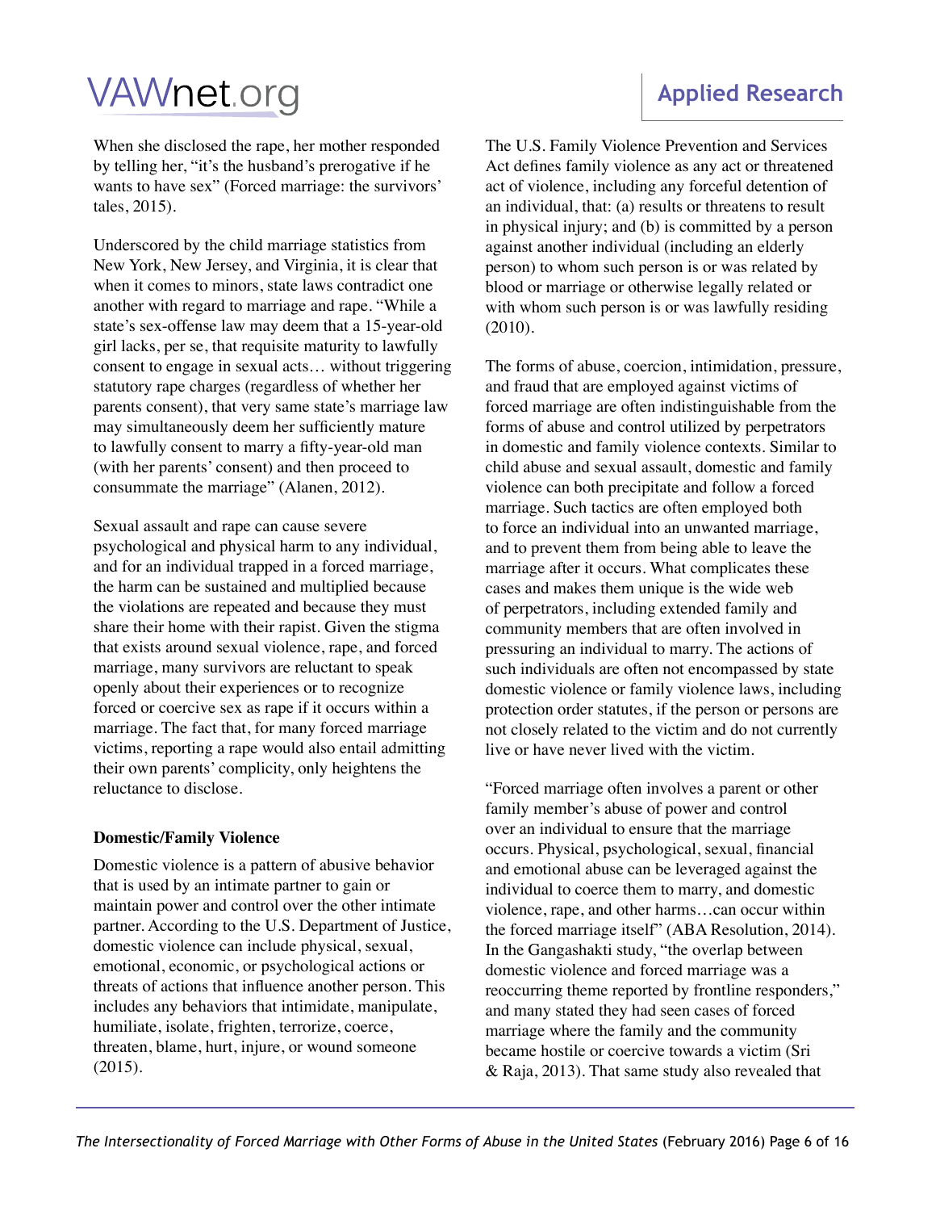When she disclosed the rape, her mother responded by telling her, "it's the husband's prerogative if he wants to have sex" (Forced marriage: the survivors' tales, 2015).

Underscored by the child marriage statistics from New York, New Jersey, and Virginia, it is clear that when it comes to minors, state laws contradict one another with regard to marriage and rape. "While a state's sex-offense law may deem that a 15-year-old girl lacks, per se, that requisite maturity to lawfully consent to engage in sexual acts… without triggering statutory rape charges (regardless of whether her parents consent), that very same state's marriage law may simultaneously deem her sufficiently mature to lawfully consent to marry a fifty-year-old man (with her parents' consent) and then proceed to consummate the marriage" (Alanen, 2012).

Sexual assault and rape can cause severe psychological and physical harm to any individual, and for an individual trapped in a forced marriage, the harm can be sustained and multiplied because the violations are repeated and because they must share their home with their rapist. Given the stigma that exists around sexual violence, rape, and forced marriage, many survivors are reluctant to speak openly about their experiences or to recognize forced or coercive sex as rape if it occurs within a marriage. The fact that, for many forced marriage victims, reporting a rape would also entail admitting their own parents' complicity, only heightens the reluctance to disclose.

**Domestic/Family Violence**

Domestic violence is a pattern of abusive behavior that is used by an intimate partner to gain or maintain power and control over the other intimate partner. According to the U.S. Department of Justice, domestic violence can include physical, sexual, emotional, economic, or psychological actions or threats of actions that influence another person. This includes any behaviors that intimidate, manipulate, humiliate, isolate, frighten, terrorize, coerce, threaten, blame, hurt, injure, or wound someone (2015).

The U.S. Family Violence Prevention and Services Act defines family violence as any act or threatened act of violence, including any forceful detention of an individual, that: (a) results or threatens to result in physical injury; and (b) is committed by a person against another individual (including an elderly person) to whom such person is or was related by blood or marriage or otherwise legally related or with whom such person is or was lawfully residing (2010).

The forms of abuse, coercion, intimidation, pressure, and fraud that are employed against victims of forced marriage are often indistinguishable from the forms of abuse and control utilized by perpetrators in domestic and family violence contexts. Similar to child abuse and sexual assault, domestic and family violence can both precipitate and follow a forced marriage. Such tactics are often employed both to force an individual into an unwanted marriage, and to prevent them from being able to leave the marriage after it occurs. What complicates these cases and makes them unique is the wide web of perpetrators, including extended family and community members that are often involved in pressuring an individual to marry. The actions of such individuals are often not encompassed by state domestic violence or family violence laws, including protection order statutes, if the person or persons are not closely related to the victim and do not currently live or have never lived with the victim.

"Forced marriage often involves a parent or other family member's abuse of power and control over an individual to ensure that the marriage occurs. Physical, psychological, sexual, financial and emotional abuse can be leveraged against the individual to coerce them to marry, and domestic violence, rape, and other harms…can occur within the forced marriage itself" (ABA Resolution, 2014). In the Gangashakti study, "the overlap between domestic violence and forced marriage was a reoccurring theme reported by frontline responders," and many stated they had seen cases of forced marriage where the family and the community became hostile or coercive towards a victim (Sri & Raja, 2013). That same study also revealed that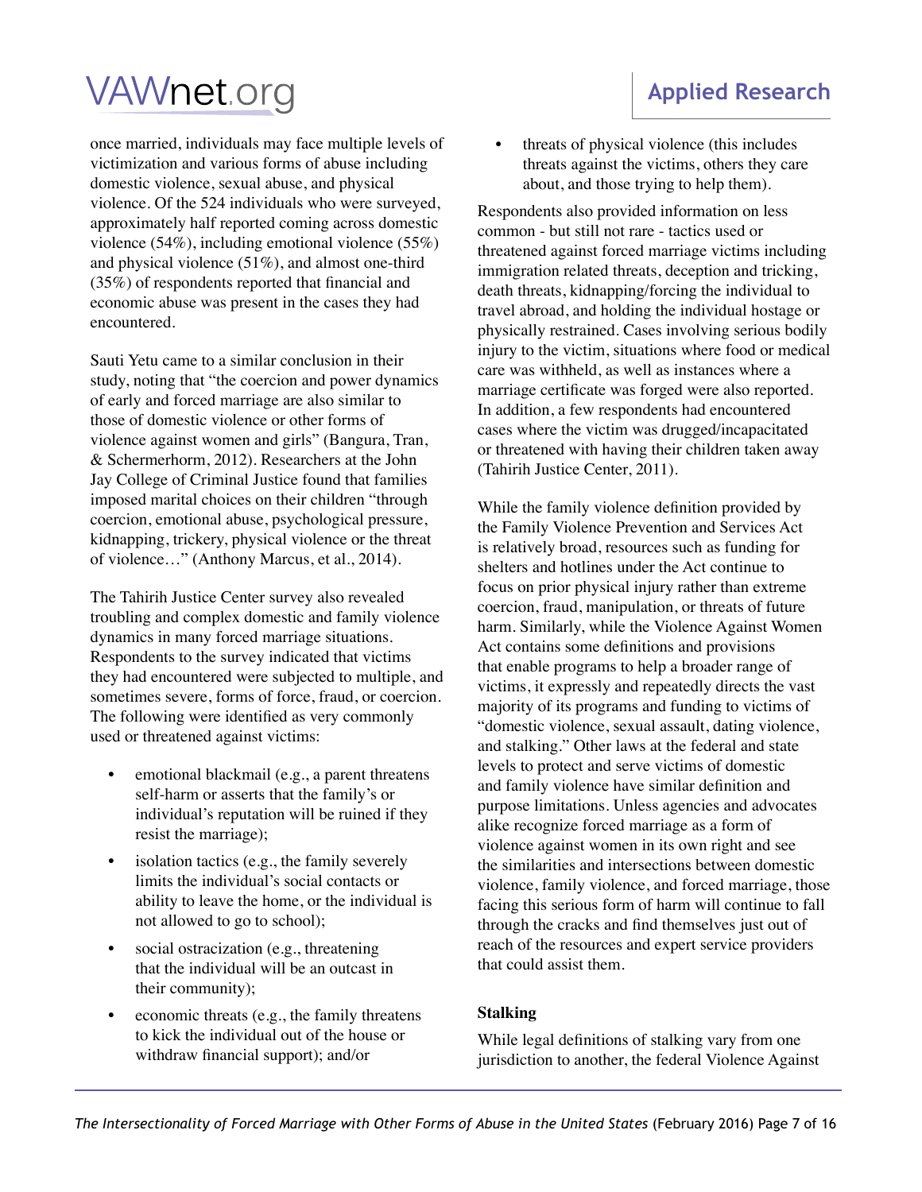once married, individuals may face multiple levels of victimization and various forms of abuse including domestic violence, sexual abuse, and physical violence. Of the 524 individuals who were surveyed, approximately half reported coming across domestic violence (54%), including emotional violence (55%) and physical violence (51%), and almost one-third (35%) of respondents reported that financial and economic abuse was present in the cases they had encountered.

Sauti Yetu came to a similar conclusion in their study, noting that "the coercion and power dynamics of early and forced marriage are also similar to those of domestic violence or other forms of violence against women and girls" (Bangura, Tran, & Schermerhorm, 2012). Researchers at the John Jay College of Criminal Justice found that families imposed marital choices on their children "through coercion, emotional abuse, psychological pressure, kidnapping, trickery, physical violence or the threat of violence…" (Anthony Marcus, et al., 2014).

The Tahirih Justice Center survey also revealed troubling and complex domestic and family violence dynamics in many forced marriage situations. Respondents to the survey indicated that victims they had encountered were subjected to multiple, and sometimes severe, forms of force, fraud, or coercion. The following were identified as very commonly used or threatened against victims:

- emotional blackmail (e.g., a parent threatens self-harm or asserts that the family's or individual's reputation will be ruined if they resist the marriage);
- isolation tactics (e.g., the family severely limits the individual's social contacts or ability to leave the home, or the individual is not allowed to go to school);
- social ostracization (e.g., threatening that the individual will be an outcast in their community);
- economic threats (e.g., the family threatens to kick the individual out of the house or withdraw financial support); and/or
- threats of physical violence (this includes threats against the victims, others they care about, and those trying to help them).

Respondents also provided information on less common - but still not rare - tactics used or threatened against forced marriage victims including immigration related threats, deception and tricking, death threats, kidnapping/forcing the individual to travel abroad, and holding the individual hostage or physically restrained. Cases involving serious bodily injury to the victim, situations where food or medical care was withheld, as well as instances where a marriage certificate was forged were also reported. In addition, a few respondents had encountered cases where the victim was drugged/incapacitated or threatened with having their children taken away (Tahirih Justice Center, 2011).

While the family violence definition provided by the Family Violence Prevention and Services Act is relatively broad, resources such as funding for shelters and hotlines under the Act continue to focus on prior physical injury rather than extreme coercion, fraud, manipulation, or threats of future harm. Similarly, while the Violence Against Women Act contains some definitions and provisions that enable programs to help a broader range of victims, it expressly and repeatedly directs the vast majority of its programs and funding to victims of "domestic violence, sexual assault, dating violence, and stalking." Other laws at the federal and state levels to protect and serve victims of domestic and family violence have similar definition and purpose limitations. Unless agencies and advocates alike recognize forced marriage as a form of violence against women in its own right and see the similarities and intersections between domestic violence, family violence, and forced marriage, those facing this serious form of harm will continue to fall through the cracks and find themselves just out of reach of the resources and expert service providers that could assist them.

### Stalking

While legal definitions of stalking vary from one jurisdiction to another, the federal Violence Against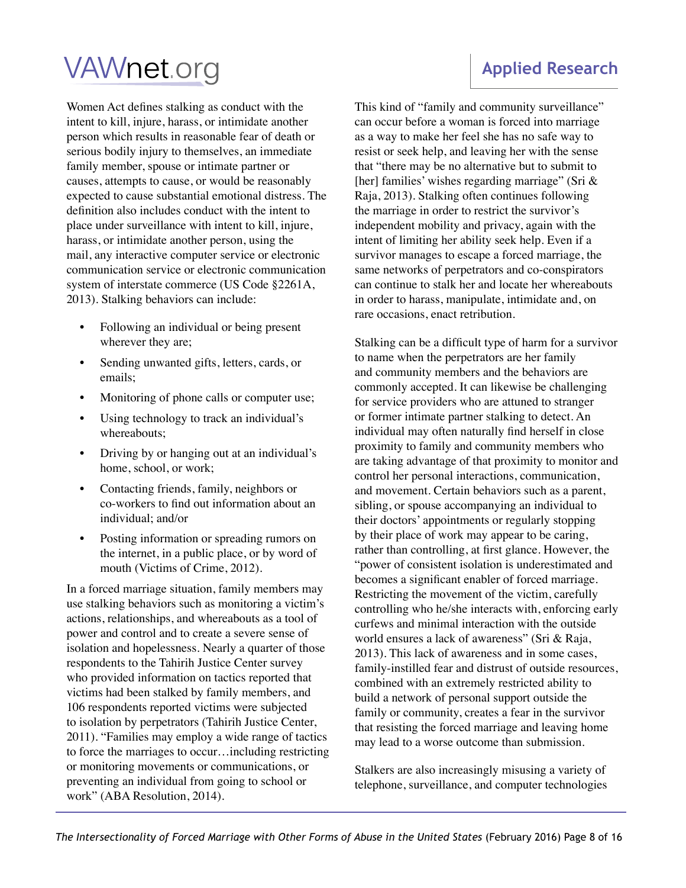Women Act defines stalking as conduct with the intent to kill, injure, harass, or intimidate another person which results in reasonable fear of death or serious bodily injury to themselves, an immediate family member, spouse or intimate partner or causes, attempts to cause, or would be reasonably expected to cause substantial emotional distress. The definition also includes conduct with the intent to place under surveillance with intent to kill, injure, harass, or intimidate another person, using the mail, any interactive computer service or electronic communication service or electronic communication system of interstate commerce (US Code §2261A, 2013). Stalking behaviors can include:

- Following an individual or being present wherever they are;
- Sending unwanted gifts, letters, cards, or emails;
- Monitoring of phone calls or computer use;
- Using technology to track an individual's whereabouts;
- Driving by or hanging out at an individual's home, school, or work;
- Contacting friends, family, neighbors or co-workers to find out information about an individual; and/or
- Posting information or spreading rumors on the internet, in a public place, or by word of mouth (Victims of Crime, 2012).

In a forced marriage situation, family members may use stalking behaviors such as monitoring a victim's actions, relationships, and whereabouts as a tool of power and control and to create a severe sense of isolation and hopelessness. Nearly a quarter of those respondents to the Tahirih Justice Center survey who provided information on tactics reported that victims had been stalked by family members, and 106 respondents reported victims were subjected to isolation by perpetrators (Tahirih Justice Center, 2011). "Families may employ a wide range of tactics to force the marriages to occur…including restricting or monitoring movements or communications, or preventing an individual from going to school or work" (ABA Resolution, 2014).

This kind of "family and community surveillance" can occur before a woman is forced into marriage as a way to make her feel she has no safe way to resist or seek help, and leaving her with the sense that "there may be no alternative but to submit to [her] families' wishes regarding marriage" (Sri & Raja, 2013). Stalking often continues following the marriage in order to restrict the survivor's independent mobility and privacy, again with the intent of limiting her ability seek help. Even if a survivor manages to escape a forced marriage, the same networks of perpetrators and co-conspirators can continue to stalk her and locate her whereabouts in order to harass, manipulate, intimidate and, on rare occasions, enact retribution.

Stalking can be a difficult type of harm for a survivor to name when the perpetrators are her family and community members and the behaviors are commonly accepted. It can likewise be challenging for service providers who are attuned to stranger or former intimate partner stalking to detect. An individual may often naturally find herself in close proximity to family and community members who are taking advantage of that proximity to monitor and control her personal interactions, communication, and movement. Certain behaviors such as a parent, sibling, or spouse accompanying an individual to their doctors' appointments or regularly stopping by their place of work may appear to be caring, rather than controlling, at first glance. However, the "power of consistent isolation is underestimated and becomes a significant enabler of forced marriage. Restricting the movement of the victim, carefully controlling who he/she interacts with, enforcing early curfews and minimal interaction with the outside world ensures a lack of awareness" (Sri & Raja, 2013). This lack of awareness and in some cases, family-instilled fear and distrust of outside resources, combined with an extremely restricted ability to build a network of personal support outside the family or community, creates a fear in the survivor that resisting the forced marriage and leaving home may lead to a worse outcome than submission.

Stalkers are also increasingly misusing a variety of telephone, surveillance, and computer technologies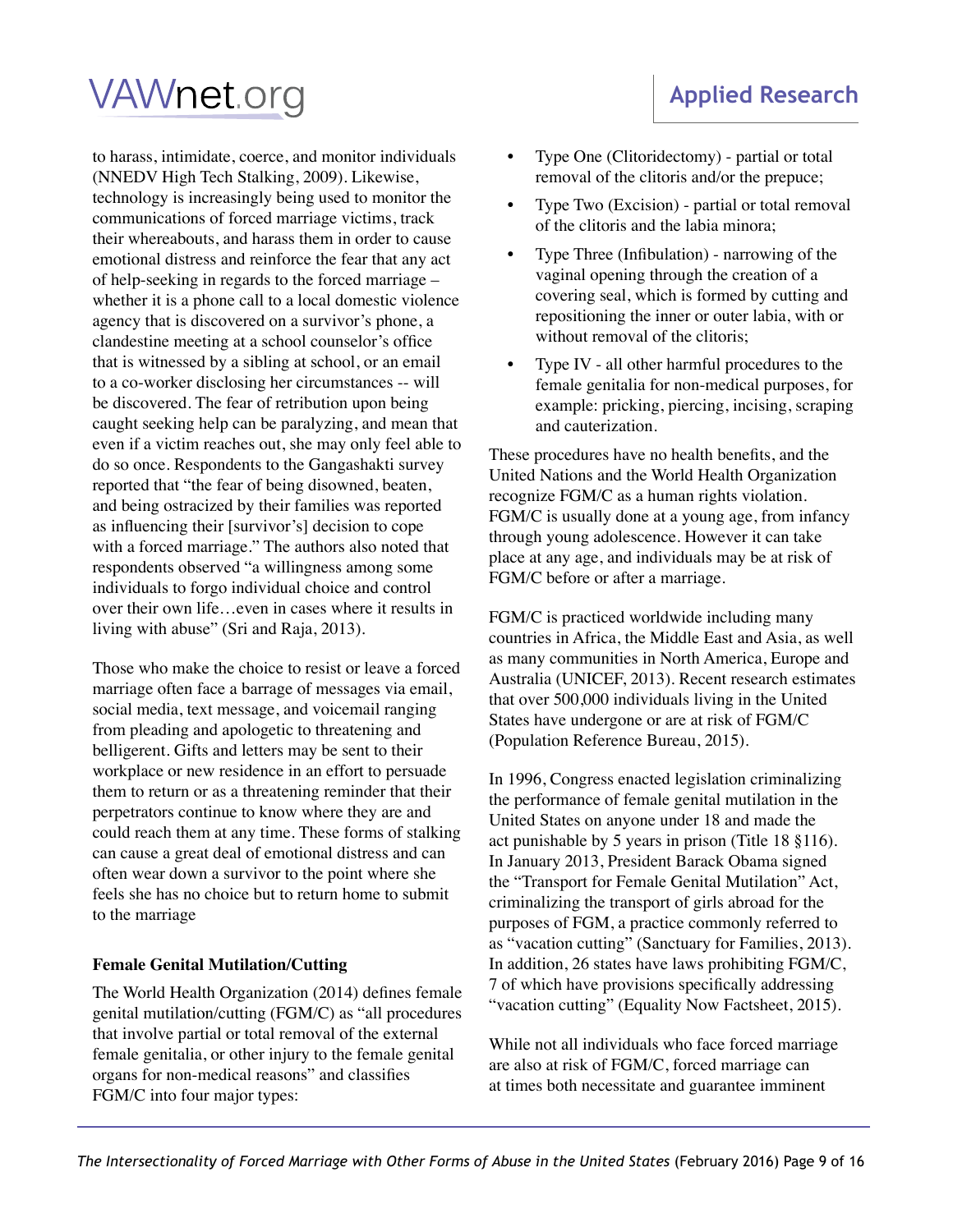to harass, intimidate, coerce, and monitor individuals (NNEDV High Tech Stalking, 2009). Likewise, technology is increasingly being used to monitor the communications of forced marriage victims, track their whereabouts, and harass them in order to cause emotional distress and reinforce the fear that any act of help-seeking in regards to the forced marriage – whether it is a phone call to a local domestic violence agency that is discovered on a survivor's phone, a clandestine meeting at a school counselor's office that is witnessed by a sibling at school, or an email to a co-worker disclosing her circumstances -- will be discovered. The fear of retribution upon being caught seeking help can be paralyzing, and mean that even if a victim reaches out, she may only feel able to do so once. Respondents to the Gangashakti survey reported that "the fear of being disowned, beaten, and being ostracized by their families was reported as influencing their [survivor's] decision to cope with a forced marriage." The authors also noted that respondents observed "a willingness among some individuals to forgo individual choice and control over their own life…even in cases where it results in living with abuse" (Sri and Raja, 2013).

Those who make the choice to resist or leave a forced marriage often face a barrage of messages via email, social media, text message, and voicemail ranging from pleading and apologetic to threatening and belligerent. Gifts and letters may be sent to their workplace or new residence in an effort to persuade them to return or as a threatening reminder that their perpetrators continue to know where they are and could reach them at any time. These forms of stalking can cause a great deal of emotional distress and can often wear down a survivor to the point where she feels she has no choice but to return home to submit to the marriage

**Female Genital Mutilation/Cutting**

The World Health Organization (2014) defines female genital mutilation/cutting (FGM/C) as "all procedures that involve partial or total removal of the external female genitalia, or other injury to the female genital organs for non-medical reasons" and classifies FGM/C into four major types:

- Type One (Clitoridectomy) - partial or total removal of the clitoris and/or the prepuce;
- Type Two (Excision) - partial or total removal of the clitoris and the labia minora;
- Type Three (Infibulation) - narrowing of the vaginal opening through the creation of a covering seal, which is formed by cutting and repositioning the inner or outer labia, with or without removal of the clitoris;
- Type IV - all other harmful procedures to the female genitalia for non-medical purposes, for example: pricking, piercing, incising, scraping and cauterization.

These procedures have no health benefits, and the United Nations and the World Health Organization recognize FGM/C as a human rights violation. FGM/C is usually done at a young age, from infancy through young adolescence. However it can take place at any age, and individuals may be at risk of FGM/C before or after a marriage.

FGM/C is practiced worldwide including many countries in Africa, the Middle East and Asia, as well as many communities in North America, Europe and Australia (UNICEF, 2013). Recent research estimates that over 500,000 individuals living in the United States have undergone or are at risk of FGM/C (Population Reference Bureau, 2015).

In 1996, Congress enacted legislation criminalizing the performance of female genital mutilation in the United States on anyone under 18 and made the act punishable by 5 years in prison (Title 18 §116). In January 2013, President Barack Obama signed the "Transport for Female Genital Mutilation" Act, criminalizing the transport of girls abroad for the purposes of FGM, a practice commonly referred to as "vacation cutting" (Sanctuary for Families, 2013). In addition, 26 states have laws prohibiting FGM/C, 7 of which have provisions specifically addressing "vacation cutting" (Equality Now Factsheet, 2015).

While not all individuals who face forced marriage are also at risk of FGM/C, forced marriage can at times both necessitate and guarantee imminent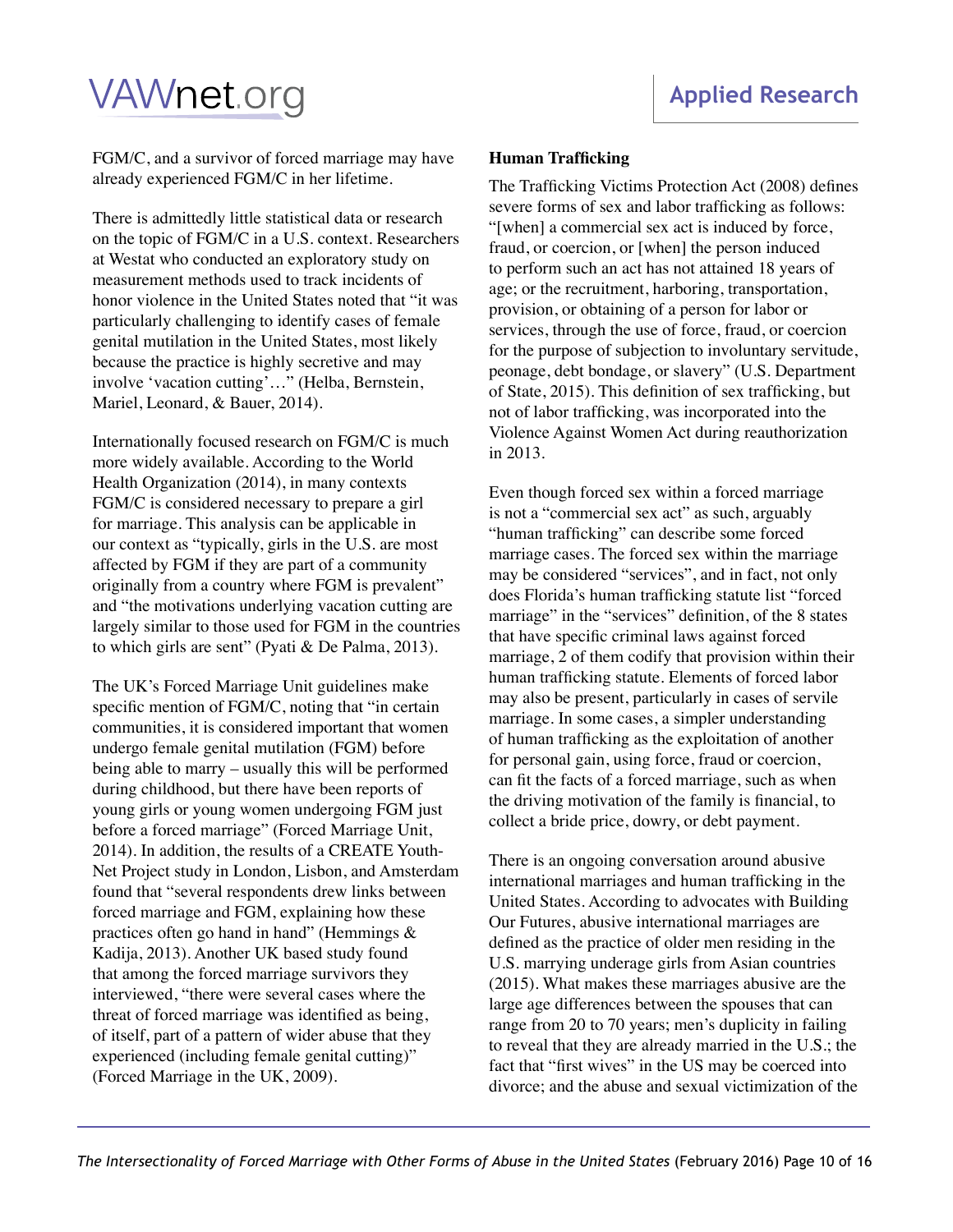FGM/C, and a survivor of forced marriage may have already experienced FGM/C in her lifetime.

There is admittedly little statistical data or research on the topic of FGM/C in a U.S. context. Researchers at Westat who conducted an exploratory study on measurement methods used to track incidents of honor violence in the United States noted that "it was particularly challenging to identify cases of female genital mutilation in the United States, most likely because the practice is highly secretive and may involve 'vacation cutting'…" (Helba, Bernstein, Mariel, Leonard, & Bauer, 2014).

Internationally focused research on FGM/C is much more widely available. According to the World Health Organization (2014), in many contexts FGM/C is considered necessary to prepare a girl for marriage. This analysis can be applicable in our context as "typically, girls in the U.S. are most affected by FGM if they are part of a community originally from a country where FGM is prevalent" and "the motivations underlying vacation cutting are largely similar to those used for FGM in the countries to which girls are sent" (Pyati & De Palma, 2013).

The UK's Forced Marriage Unit guidelines make specific mention of FGM/C, noting that "in certain communities, it is considered important that women undergo female genital mutilation (FGM) before being able to marry – usually this will be performed during childhood, but there have been reports of young girls or young women undergoing FGM just before a forced marriage" (Forced Marriage Unit, 2014). In addition, the results of a CREATE Youth-Net Project study in London, Lisbon, and Amsterdam found that "several respondents drew links between forced marriage and FGM, explaining how these practices often go hand in hand" (Hemmings & Kadija, 2013). Another UK based study found that among the forced marriage survivors they interviewed, "there were several cases where the threat of forced marriage was identified as being, of itself, part of a pattern of wider abuse that they experienced (including female genital cutting)" (Forced Marriage in the UK, 2009).

**Human Trafficking**

The Trafficking Victims Protection Act (2008) defines severe forms of sex and labor trafficking as follows: "[when] a commercial sex act is induced by force, fraud, or coercion, or [when] the person induced to perform such an act has not attained 18 years of age; or the recruitment, harboring, transportation, provision, or obtaining of a person for labor or services, through the use of force, fraud, or coercion for the purpose of subjection to involuntary servitude, peonage, debt bondage, or slavery" (U.S. Department of State, 2015). This definition of sex trafficking, but not of labor trafficking, was incorporated into the Violence Against Women Act during reauthorization in 2013.

Even though forced sex within a forced marriage is not a "commercial sex act" as such, arguably "human trafficking" can describe some forced marriage cases. The forced sex within the marriage may be considered "services", and in fact, not only does Florida's human trafficking statute list "forced marriage" in the "services" definition, of the 8 states that have specific criminal laws against forced marriage, 2 of them codify that provision within their human trafficking statute. Elements of forced labor may also be present, particularly in cases of servile marriage. In some cases, a simpler understanding of human trafficking as the exploitation of another for personal gain, using force, fraud or coercion, can fit the facts of a forced marriage, such as when the driving motivation of the family is financial, to collect a bride price, dowry, or debt payment.

There is an ongoing conversation around abusive international marriages and human trafficking in the United States. According to advocates with Building Our Futures, abusive international marriages are defined as the practice of older men residing in the U.S. marrying underage girls from Asian countries (2015). What makes these marriages abusive are the large age differences between the spouses that can range from 20 to 70 years; men's duplicity in failing to reveal that they are already married in the U.S.; the fact that "first wives" in the US may be coerced into divorce; and the abuse and sexual victimization of the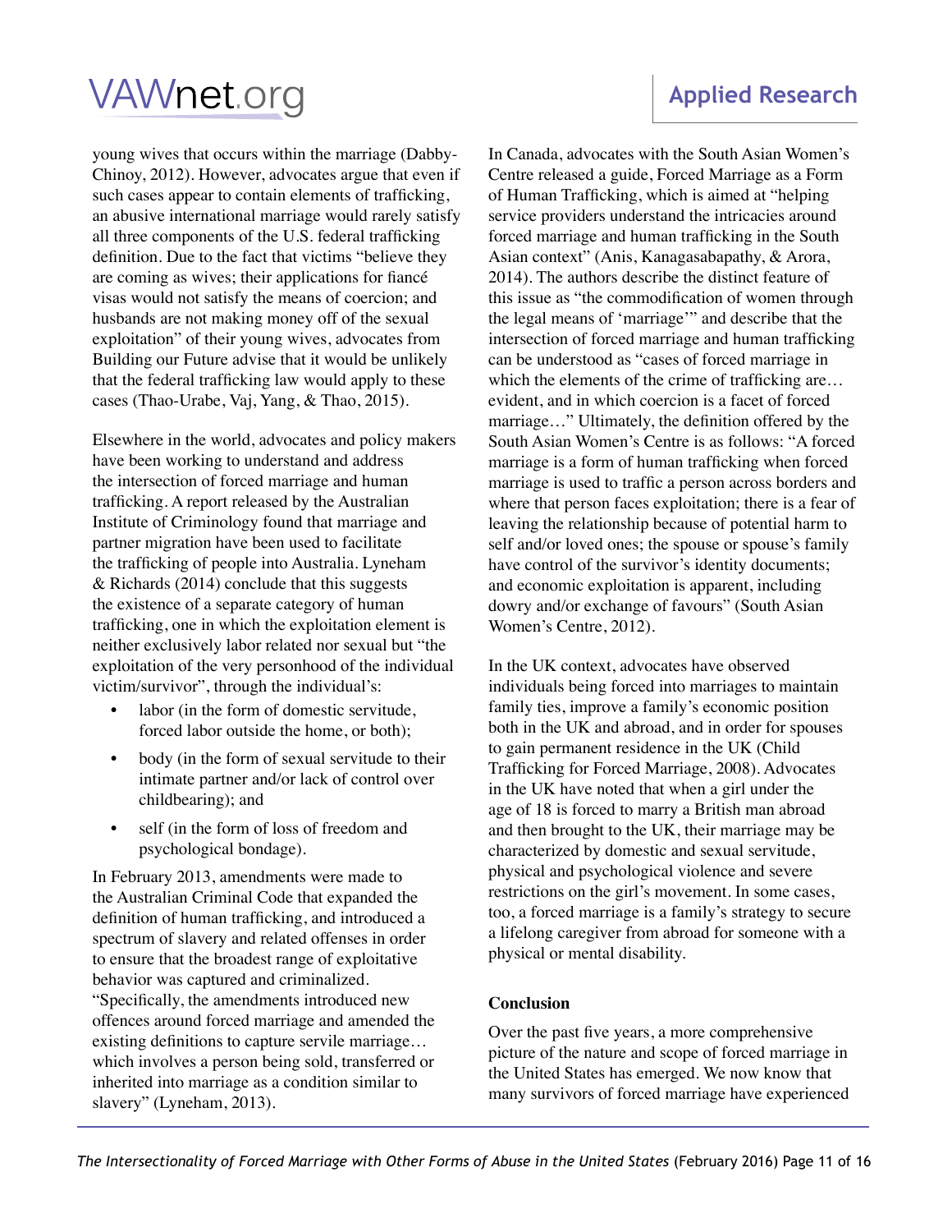young wives that occurs within the marriage (Dabby-Chinoy, 2012). However, advocates argue that even if such cases appear to contain elements of trafficking, an abusive international marriage would rarely satisfy all three components of the U.S. federal trafficking definition. Due to the fact that victims "believe they are coming as wives; their applications for fiancé visas would not satisfy the means of coercion; and husbands are not making money off of the sexual exploitation" of their young wives, advocates from Building our Future advise that it would be unlikely that the federal trafficking law would apply to these cases (Thao-Urabe, Vaj, Yang, & Thao, 2015).

Elsewhere in the world, advocates and policy makers have been working to understand and address the intersection of forced marriage and human trafficking. A report released by the Australian Institute of Criminology found that marriage and partner migration have been used to facilitate the trafficking of people into Australia. Lyneham & Richards (2014) conclude that this suggests the existence of a separate category of human trafficking, one in which the exploitation element is neither exclusively labor related nor sexual but "the exploitation of the very personhood of the individual victim/survivor", through the individual's:

- labor (in the form of domestic servitude, forced labor outside the home, or both);
- body (in the form of sexual servitude to their intimate partner and/or lack of control over childbearing); and
- self (in the form of loss of freedom and psychological bondage).

In February 2013, amendments were made to the Australian Criminal Code that expanded the definition of human trafficking, and introduced a spectrum of slavery and related offenses in order to ensure that the broadest range of exploitative behavior was captured and criminalized. "Specifically, the amendments introduced new offences around forced marriage and amended the existing definitions to capture servile marriage… which involves a person being sold, transferred or inherited into marriage as a condition similar to slavery" (Lyneham, 2013).

In Canada, advocates with the South Asian Women's Centre released a guide, Forced Marriage as a Form of Human Trafficking, which is aimed at "helping service providers understand the intricacies around forced marriage and human trafficking in the South Asian context" (Anis, Kanagasabapathy, & Arora, 2014). The authors describe the distinct feature of this issue as "the commodification of women through the legal means of 'marriage'" and describe that the intersection of forced marriage and human trafficking can be understood as "cases of forced marriage in which the elements of the crime of trafficking are… evident, and in which coercion is a facet of forced marriage…" Ultimately, the definition offered by the South Asian Women's Centre is as follows: "A forced marriage is a form of human trafficking when forced marriage is used to traffic a person across borders and where that person faces exploitation; there is a fear of leaving the relationship because of potential harm to self and/or loved ones; the spouse or spouse's family have control of the survivor's identity documents; and economic exploitation is apparent, including dowry and/or exchange of favours" (South Asian Women's Centre, 2012).

In the UK context, advocates have observed individuals being forced into marriages to maintain family ties, improve a family's economic position both in the UK and abroad, and in order for spouses to gain permanent residence in the UK (Child Trafficking for Forced Marriage, 2008). Advocates in the UK have noted that when a girl under the age of 18 is forced to marry a British man abroad and then brought to the UK, their marriage may be characterized by domestic and sexual servitude, physical and psychological violence and severe restrictions on the girl's movement. In some cases, too, a forced marriage is a family's strategy to secure a lifelong caregiver from abroad for someone with a physical or mental disability.

**Conclusion**

Over the past five years, a more comprehensive picture of the nature and scope of forced marriage in the United States has emerged. We now know that many survivors of forced marriage have experienced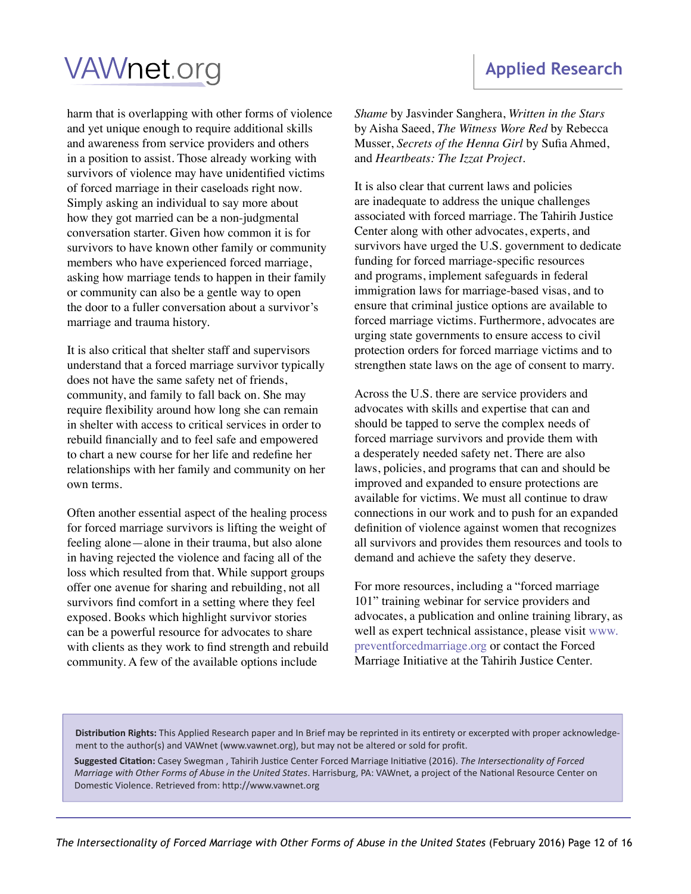harm that is overlapping with other forms of violence and yet unique enough to require additional skills and awareness from service providers and others in a position to assist. Those already working with survivors of violence may have unidentified victims of forced marriage in their caseloads right now. Simply asking an individual to say more about how they got married can be a non-judgmental conversation starter. Given how common it is for survivors to have known other family or community members who have experienced forced marriage, asking how marriage tends to happen in their family or community can also be a gentle way to open the door to a fuller conversation about a survivor's marriage and trauma history.

It is also critical that shelter staff and supervisors understand that a forced marriage survivor typically does not have the same safety net of friends, community, and family to fall back on. She may require flexibility around how long she can remain in shelter with access to critical services in order to rebuild financially and to feel safe and empowered to chart a new course for her life and redefine her relationships with her family and community on her own terms.

Often another essential aspect of the healing process for forced marriage survivors is lifting the weight of feeling alone—alone in their trauma, but also alone in having rejected the violence and facing all of the loss which resulted from that. While support groups offer one avenue for sharing and rebuilding, not all survivors find comfort in a setting where they feel exposed. Books which highlight survivor stories can be a powerful resource for advocates to share with clients as they work to find strength and rebuild community. A few of the available options include *Shame* by Jasvinder Sanghera, *Written in the Stars* by Aisha Saeed, *The Witness Wore Red* by Rebecca Musser, *Secrets of the Henna Girl* by Sufia Ahmed, and *Heartbeats: The Izzat Project*.

It is also clear that current laws and policies are inadequate to address the unique challenges associated with forced marriage. The Tahirih Justice Center along with other advocates, experts, and survivors have urged the U.S. government to dedicate funding for forced marriage-specific resources and programs, implement safeguards in federal immigration laws for marriage-based visas, and to ensure that criminal justice options are available to forced marriage victims. Furthermore, advocates are urging state governments to ensure access to civil protection orders for forced marriage victims and to strengthen state laws on the age of consent to marry.

Across the U.S. there are service providers and advocates with skills and expertise that can and should be tapped to serve the complex needs of forced marriage survivors and provide them with a desperately needed safety net. There are also laws, policies, and programs that can and should be improved and expanded to ensure protections are available for victims. We must all continue to draw connections in our work and to push for an expanded definition of violence against women that recognizes all survivors and provides them resources and tools to demand and achieve the safety they deserve.

For more resources, including a "forced marriage 101" training webinar for service providers and advocates, a publication and online training library, as well as expert technical assistance, please visit www.preventforcedmarriage.org or contact the Forced Marriage Initiative at the Tahirih Justice Center.

**Distribution Rights:** This Applied Research paper and In Brief may be reprinted in its entirety or excerpted with proper acknowledgement to the author(s) and VAWnet (www.vawnet.org), but may not be altered or sold for profit.

**Suggested Citation:** Casey Swegman , Tahirih Justice Center Forced Marriage Initiative (2016). *The Intersectionality of Forced Marriage with Other Forms of Abuse in the United States*. Harrisburg, PA: VAWnet, a project of the National Resource Center on Domestic Violence. Retrieved from: http://www.vawnet.org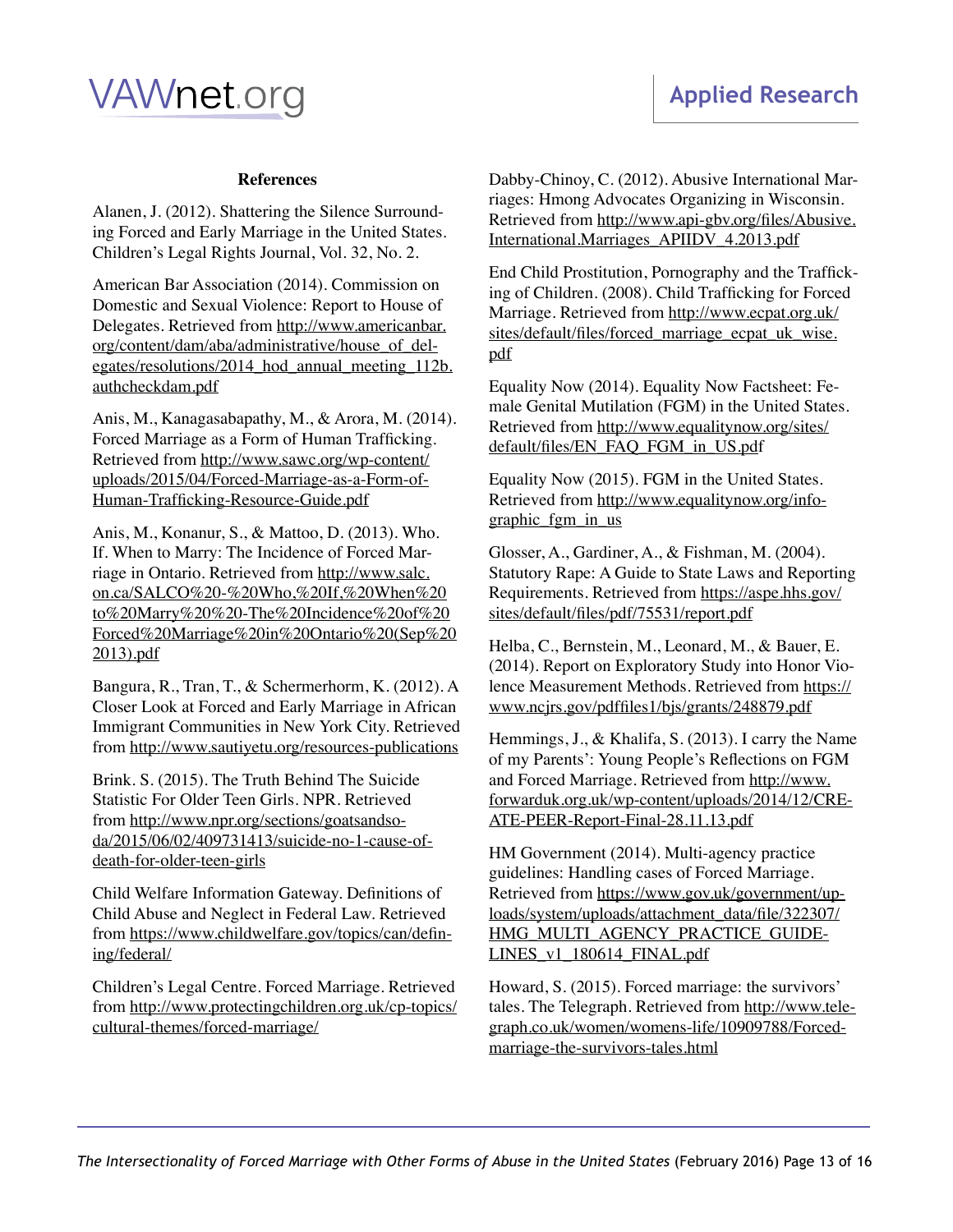### References

Alanen, J. (2012). Shattering the Silence Surrounding Forced and Early Marriage in the United States. Children's Legal Rights Journal, Vol. 32, No. 2.

American Bar Association (2014). Commission on Domestic and Sexual Violence: Report to House of Delegates. Retrieved from http://www.americanbar.org/content/dam/aba/administrative/house_of_delegates/resolutions/2014_hod_annual_meeting_112b.authcheckdam.pdf

Anis, M., Kanagasabapathy, M., & Arora, M. (2014). Forced Marriage as a Form of Human Trafficking. Retrieved from http://www.sawc.org/wp-content/uploads/2015/04/Forced-Marriage-as-a-Form-of-Human-Trafficking-Resource-Guide.pdf

Anis, M., Konanur, S., & Mattoo, D. (2013). Who. If. When to Marry: The Incidence of Forced Marriage in Ontario. Retrieved from http://www.salc.on.ca/SALCO%20-%20Who,%20If,%20When%20to%20Marry%20%20-The%20Incidence%20of%20Forced%20Marriage%20in%20Ontario%20(Sep%202013).pdf

Bangura, R., Tran, T., & Schermerhorm, K. (2012). A Closer Look at Forced and Early Marriage in African Immigrant Communities in New York City. Retrieved from http://www.sautiyetu.org/resources-publications

Brink. S. (2015). The Truth Behind The Suicide Statistic For Older Teen Girls. NPR. Retrieved from http://www.npr.org/sections/goatsandsoda/2015/06/02/409731413/suicide-no-1-cause-of-death-for-older-teen-girls

Child Welfare Information Gateway. Definitions of Child Abuse and Neglect in Federal Law. Retrieved from https://www.childwelfare.gov/topics/can/defining/federal/

Children's Legal Centre. Forced Marriage. Retrieved from http://www.protectingchildren.org.uk/cp-topics/cultural-themes/forced-marriage/

Dabby-Chinoy, C. (2012). Abusive International Marriages: Hmong Advocates Organizing in Wisconsin. Retrieved from http://www.api-gbv.org/files/Abusive.International.Marriages_APIIDV_4.2013.pdf

End Child Prostitution, Pornography and the Trafficking of Children. (2008). Child Trafficking for Forced Marriage. Retrieved from http://www.ecpat.org.uk/sites/default/files/forced_marriage_ecpat_uk_wise.pdf

Equality Now (2014). Equality Now Factsheet: Female Genital Mutilation (FGM) in the United States. Retrieved from http://www.equalitynow.org/sites/default/files/EN_FAQ_FGM_in_US.pdf

Equality Now (2015). FGM in the United States. Retrieved from http://www.equalitynow.org/info-graphic_fgm_in_us

Glosser, A., Gardiner, A., & Fishman, M. (2004). Statutory Rape: A Guide to State Laws and Reporting Requirements. Retrieved from https://aspe.hhs.gov/sites/default/files/pdf/75531/report.pdf

Helba, C., Bernstein, M., Leonard, M., & Bauer, E. (2014). Report on Exploratory Study into Honor Violence Measurement Methods. Retrieved from https://www.ncjrs.gov/pdffiles1/bjs/grants/248879.pdf

Hemmings, J., & Khalifa, S. (2013). I carry the Name of my Parents': Young People's Reflections on FGM and Forced Marriage. Retrieved from http://www.forwarduk.org.uk/wp-content/uploads/2014/12/CREATE-PEER-Report-Final-28.11.13.pdf

HM Government (2014). Multi-agency practice guidelines: Handling cases of Forced Marriage. Retrieved from https://www.gov.uk/government/uploads/system/uploads/attachment_data/file/322307/HMG_MULTI_AGENCY_PRACTICE_GUIDELINES_v1_180614_FINAL.pdf

Howard, S. (2015). Forced marriage: the survivors' tales. The Telegraph. Retrieved from http://www.telegraph.co.uk/women/womens-life/10909788/Forced-marriage-the-survivors-tales.html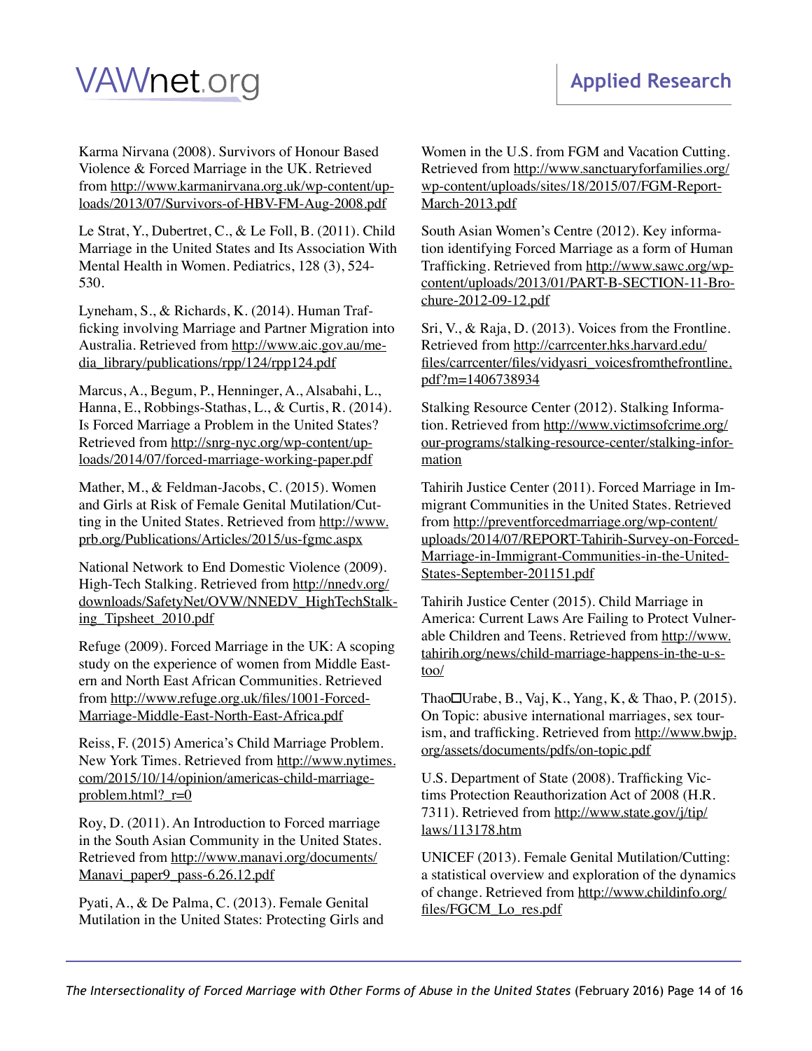Karma Nirvana (2008). Survivors of Honour Based Violence & Forced Marriage in the UK. Retrieved from http://www.karmanirvana.org.uk/wp-content/uploads/2013/07/Survivors-of-HBV-FM-Aug-2008.pdf

Le Strat, Y., Dubertret, C., & Le Foll, B. (2011). Child Marriage in the United States and Its Association With Mental Health in Women. Pediatrics, 128 (3), 524-530.

Lyneham, S., & Richards, K. (2014). Human Trafficking involving Marriage and Partner Migration into Australia. Retrieved from http://www.aic.gov.au/media_library/publications/rpp/124/rpp124.pdf

Marcus, A., Begum, P., Henninger, A., Alsabahi, L., Hanna, E., Robbings-Stathas, L., & Curtis, R. (2014). Is Forced Marriage a Problem in the United States? Retrieved from http://snrg-nyc.org/wp-content/uploads/2014/07/forced-marriage-working-paper.pdf

Mather, M., & Feldman-Jacobs, C. (2015). Women and Girls at Risk of Female Genital Mutilation/Cutting in the United States. Retrieved from http://www.prb.org/Publications/Articles/2015/us-fgmc.aspx

National Network to End Domestic Violence (2009). High-Tech Stalking. Retrieved from http://nnedv.org/downloads/SafetyNet/OVW/NNEDV_HighTechStalking_Tipsheet_2010.pdf

Refuge (2009). Forced Marriage in the UK: A scoping study on the experience of women from Middle Eastern and North East African Communities. Retrieved from http://www.refuge.org.uk/files/1001-Forced-Marriage-Middle-East-North-East-Africa.pdf

Reiss, F. (2015) America's Child Marriage Problem. New York Times. Retrieved from http://www.nytimes.com/2015/10/14/opinion/americas-child-marriage-problem.html?_r=0

Roy, D. (2011). An Introduction to Forced marriage in the South Asian Community in the United States. Retrieved from http://www.manavi.org/documents/Manavi_paper9_pass-6.26.12.pdf

Pyati, A., & De Palma, C. (2013). Female Genital Mutilation in the United States: Protecting Girls and Women in the U.S. from FGM and Vacation Cutting. Retrieved from http://www.sanctuaryforfamilies.org/wp-content/uploads/sites/18/2015/07/FGM-Report-March-2013.pdf

South Asian Women's Centre (2012). Key information identifying Forced Marriage as a form of Human Trafficking. Retrieved from http://www.sawc.org/wp-content/uploads/2013/01/PART-B-SECTION-11-Brochure-2012-09-12.pdf

Sri, V., & Raja, D. (2013). Voices from the Frontline. Retrieved from http://carrcenter.hks.harvard.edu/files/carrcenter/files/vidyasri_voicesfromthefrontline.pdf?m=1406738934

Stalking Resource Center (2012). Stalking Information. Retrieved from http://www.victimsofcrime.org/our-programs/stalking-resource-center/stalking-information

Tahirih Justice Center (2011). Forced Marriage in Immigrant Communities in the United States. Retrieved from http://preventforcedmarriage.org/wp-content/uploads/2014/07/REPORT-Tahirih-Survey-on-Forced-Marriage-in-Immigrant-Communities-in-the-United-States-September-201151.pdf

Tahirih Justice Center (2015). Child Marriage in America: Current Laws Are Failing to Protect Vulnerable Children and Teens. Retrieved from http://www.tahirih.org/news/child-marriage-happens-in-the-u-s-too/

Thao□Urabe, B., Vaj, K., Yang, K, & Thao, P. (2015). On Topic: abusive international marriages, sex tourism, and trafficking. Retrieved from http://www.bwjp.org/assets/documents/pdfs/on-topic.pdf

U.S. Department of State (2008). Trafficking Victims Protection Reauthorization Act of 2008 (H.R. 7311). Retrieved from http://www.state.gov/j/tip/laws/113178.htm

UNICEF (2013). Female Genital Mutilation/Cutting: a statistical overview and exploration of the dynamics of change. Retrieved from http://www.childinfo.org/files/FGCM_Lo_res.pdf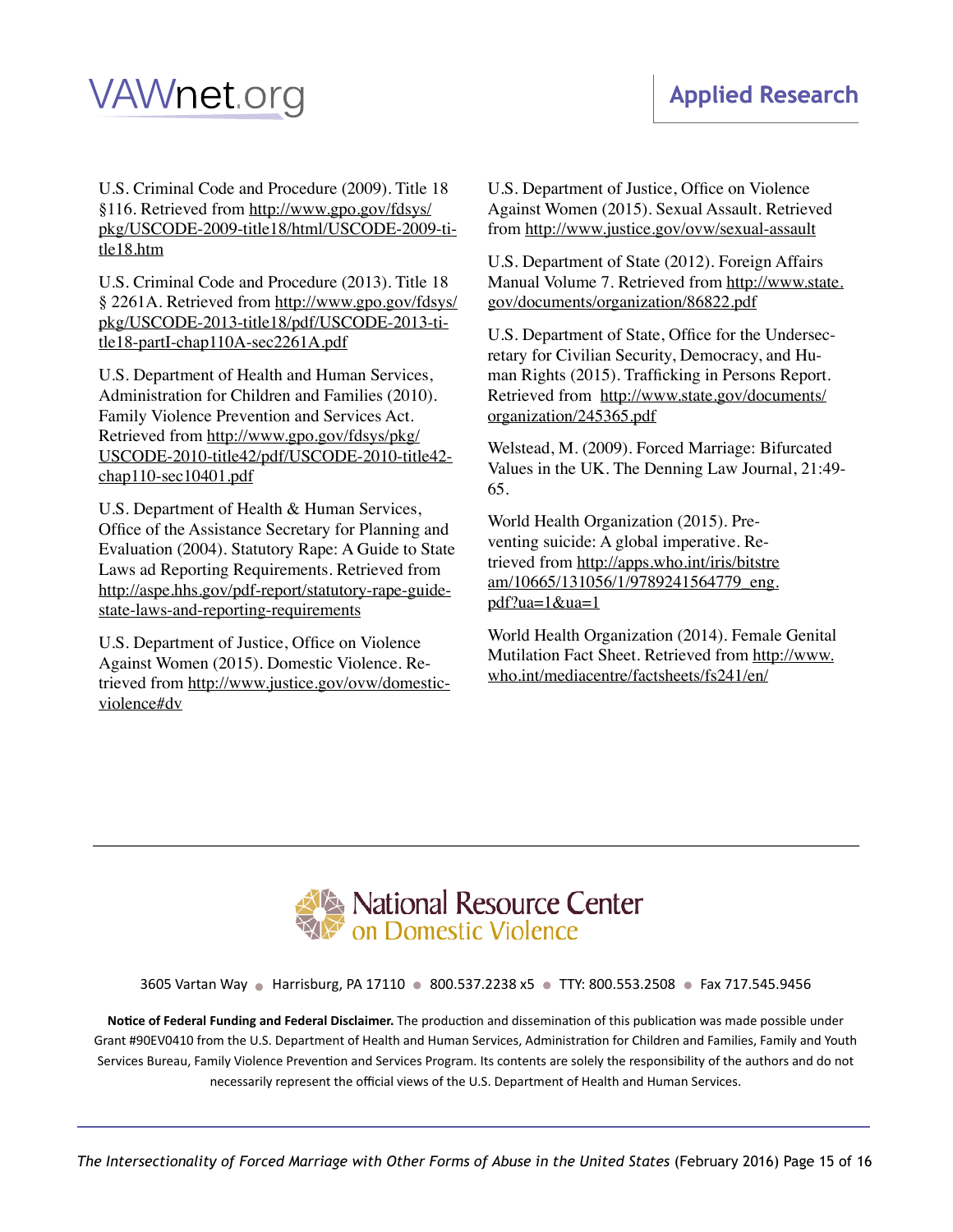U.S. Criminal Code and Procedure (2009). Title 18 §116. Retrieved from http://www.gpo.gov/fdsys/pkg/USCODE-2009-title18/html/USCODE-2009-title18.htm

U.S. Criminal Code and Procedure (2013). Title 18 § 2261A. Retrieved from http://www.gpo.gov/fdsys/pkg/USCODE-2013-title18/pdf/USCODE-2013-title18-partI-chap110A-sec2261A.pdf

U.S. Department of Health and Human Services, Administration for Children and Families (2010). Family Violence Prevention and Services Act. Retrieved from http://www.gpo.gov/fdsys/pkg/USCODE-2010-title42/pdf/USCODE-2010-title42-chap110-sec10401.pdf

U.S. Department of Health & Human Services, Office of the Assistance Secretary for Planning and Evaluation (2004). Statutory Rape: A Guide to State Laws ad Reporting Requirements. Retrieved from http://aspe.hhs.gov/pdf-report/statutory-rape-guide-state-laws-and-reporting-requirements

U.S. Department of Justice, Office on Violence Against Women (2015). Domestic Violence. Retrieved from http://www.justice.gov/ovw/domestic-violence#dv

U.S. Department of Justice, Office on Violence Against Women (2015). Sexual Assault. Retrieved from http://www.justice.gov/ovw/sexual-assault

U.S. Department of State (2012). Foreign Affairs Manual Volume 7. Retrieved from http://www.state.gov/documents/organization/86822.pdf

U.S. Department of State, Office for the Undersecretary for Civilian Security, Democracy, and Human Rights (2015). Trafficking in Persons Report. Retrieved from http://www.state.gov/documents/organization/245365.pdf

Welstead, M. (2009). Forced Marriage: Bifurcated Values in the UK. The Denning Law Journal, 21:49-65.

World Health Organization (2015). Preventing suicide: A global imperative. Retrieved from http://apps.who.int/iris/bitstream/10665/131056/1/9789241564779_eng.pdf?ua=1&ua=1

World Health Organization (2014). Female Genital Mutilation Fact Sheet. Retrieved from http://www.who.int/mediacentre/factsheets/fs241/en/

---

National Resource Center on Domestic Violence

3605 Vartan Way • Harrisburg, PA 17110 • 800.537.2238 x5 • TTY: 800.553.2508 • Fax 717.545.9456

**Notice of Federal Funding and Federal Disclaimer.** The production and dissemination of this publication was made possible under Grant #90EV0410 from the U.S. Department of Health and Human Services, Administration for Children and Families, Family and Youth Services Bureau, Family Violence Prevention and Services Program. Its contents are solely the responsibility of the authors and do not necessarily represent the official views of the U.S. Department of Health and Human Services.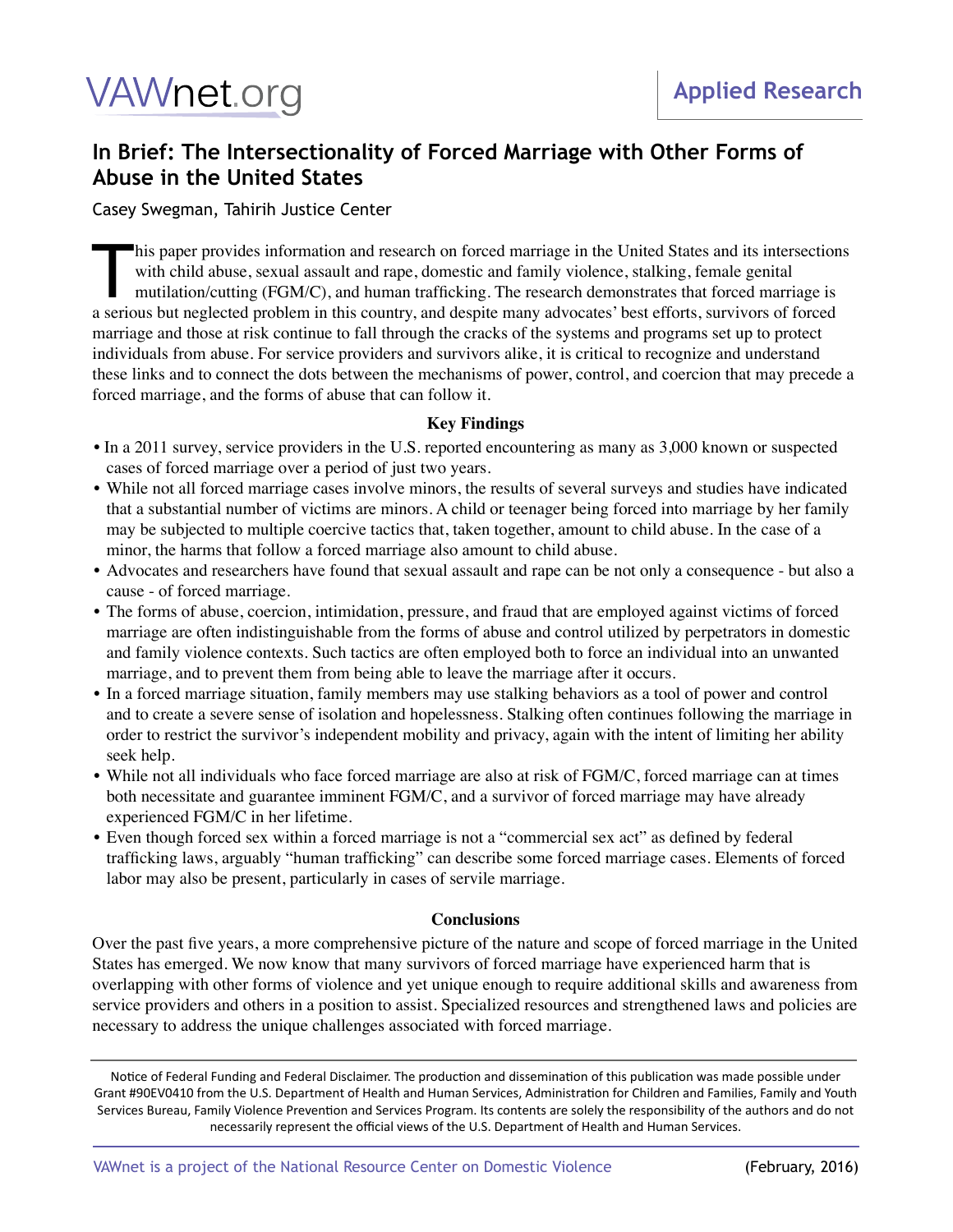VAWnet.org

Applied Research

# In Brief: The Intersectionality of Forced Marriage with Other Forms of Abuse in the United States

Casey Swegman, Tahirih Justice Center

This paper provides information and research on forced marriage in the United States and its intersections with child abuse, sexual assault and rape, domestic and family violence, stalking, female genital mutilation/cutting (FGM/C), and human trafficking. The research demonstrates that forced marriage is a serious but neglected problem in this country, and despite many advocates' best efforts, survivors of forced marriage and those at risk continue to fall through the cracks of the systems and programs set up to protect individuals from abuse. For service providers and survivors alike, it is critical to recognize and understand these links and to connect the dots between the mechanisms of power, control, and coercion that may precede a forced marriage, and the forms of abuse that can follow it.

## Key Findings

- In a 2011 survey, service providers in the U.S. reported encountering as many as 3,000 known or suspected cases of forced marriage over a period of just two years.
- While not all forced marriage cases involve minors, the results of several surveys and studies have indicated that a substantial number of victims are minors. A child or teenager being forced into marriage by her family may be subjected to multiple coercive tactics that, taken together, amount to child abuse. In the case of a minor, the harms that follow a forced marriage also amount to child abuse.
- Advocates and researchers have found that sexual assault and rape can be not only a consequence - but also a cause - of forced marriage.
- The forms of abuse, coercion, intimidation, pressure, and fraud that are employed against victims of forced marriage are often indistinguishable from the forms of abuse and control utilized by perpetrators in domestic and family violence contexts. Such tactics are often employed both to force an individual into an unwanted marriage, and to prevent them from being able to leave the marriage after it occurs.
- In a forced marriage situation, family members may use stalking behaviors as a tool of power and control and to create a severe sense of isolation and hopelessness. Stalking often continues following the marriage in order to restrict the survivor's independent mobility and privacy, again with the intent of limiting her ability seek help.
- While not all individuals who face forced marriage are also at risk of FGM/C, forced marriage can at times both necessitate and guarantee imminent FGM/C, and a survivor of forced marriage may have already experienced FGM/C in her lifetime.
- Even though forced sex within a forced marriage is not a "commercial sex act" as defined by federal trafficking laws, arguably "human trafficking" can describe some forced marriage cases. Elements of forced labor may also be present, particularly in cases of servile marriage.

## Conclusions

Over the past five years, a more comprehensive picture of the nature and scope of forced marriage in the United States has emerged. We now know that many survivors of forced marriage have experienced harm that is overlapping with other forms of violence and yet unique enough to require additional skills and awareness from service providers and others in a position to assist. Specialized resources and strengthened laws and policies are necessary to address the unique challenges associated with forced marriage.

---

Notice of Federal Funding and Federal Disclaimer. The production and dissemination of this publication was made possible under Grant #90EV0410 from the U.S. Department of Health and Human Services, Administration for Children and Families, Family and Youth Services Bureau, Family Violence Prevention and Services Program. Its contents are solely the responsibility of the authors and do not necessarily represent the official views of the U.S. Department of Health and Human Services.

VAWnet is a project of the National Resource Center on Domestic Violence (February, 2016)